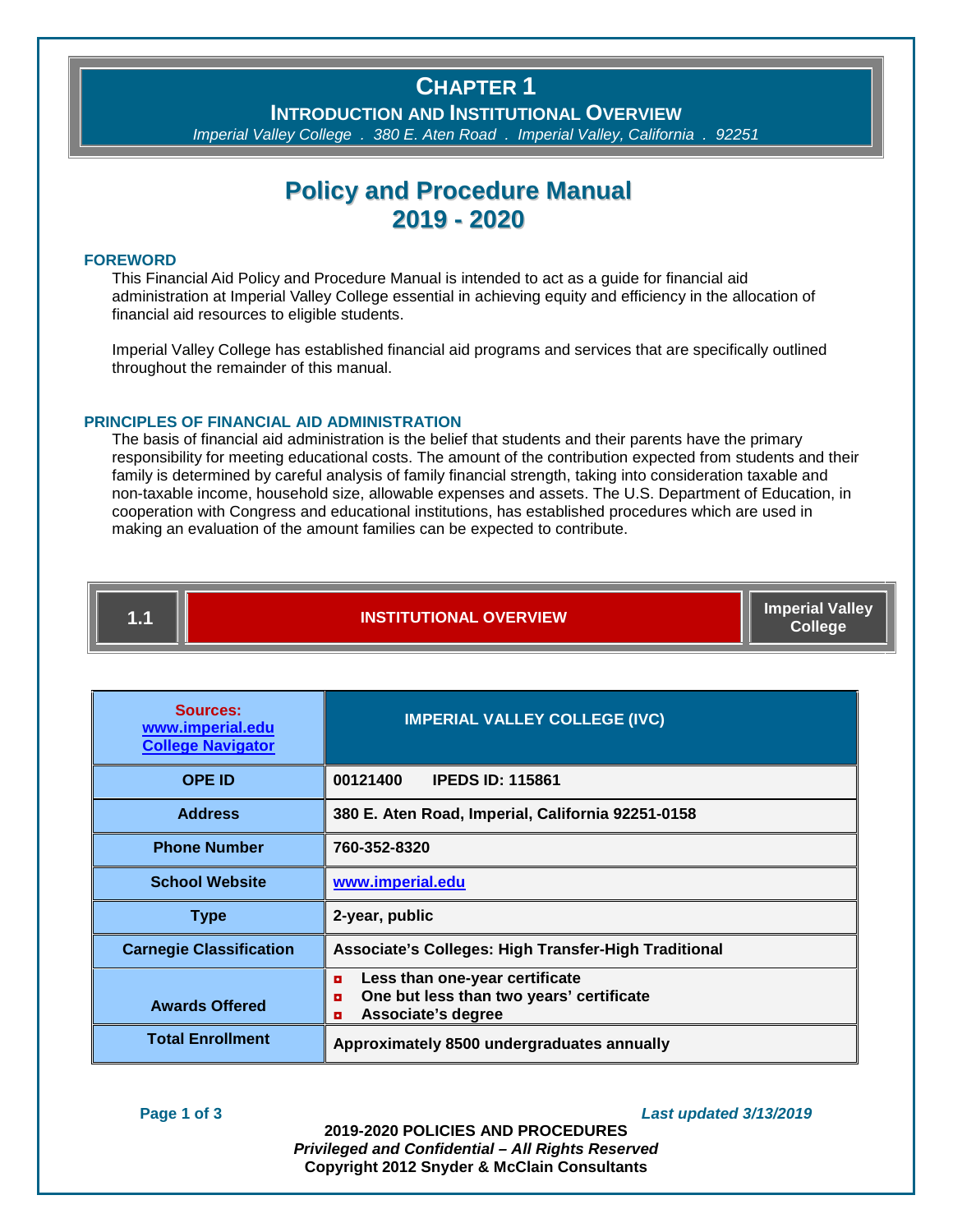# CHAPTER 1

## INTRODUCTION AND INSTITUTIONAL OVERVIEW

*Imperial Valley College . 380 E. Aten Road . Imperial Valley, California . 92251*

# Policy and Procedure Manual 2019 - 2020

### FOREWORD

This Financial Aid Policy and Procedure Manual is intended to act as a guide for financial aid administration at Imperial Valley College essential in achieving equity and efficiency in the allocation of financial aid resources to eligible students.

Imperial Valley College has established financial aid programs and services that are specifically outlined throughout the remainder of this manual.

### PRINCIPLES OF FINANCIAL AID ADMINISTRATION

The basis of financial aid administration is the belief that students and their parents have the primary responsibility for meeting educational costs. The amount of the contribution expected from students and their family is determined by careful analysis of family financial strength, taking into consideration taxable and non-taxable income, household size, allowable expenses and assets. The U.S. Department of Education, in cooperation with Congress and educational institutions, has established procedures which are used in making an evaluation of the amount families can be expected to contribute.

## 1.1 INSTITUTIONAL OVERVIEW — Imperial Valley College

| Sources: www.imperial.edu College Navigator | IMPERIAL VALLEY COLLEGE (IVC) |
|---|---|
| OPE ID | 00121400 IPEDS ID: 115861 |
| Address | 380 E. Aten Road, Imperial, California 92251-0158 |
| Phone Number | 760-352-8320 |
| School Website | www.imperial.edu |
| Type | 2-year, public |
| Carnegie Classification | Associate's Colleges: High Transfer-High Traditional |
| Awards Offered | Less than one-year certificate; One but less than two years' certificate; Associate's degree |
| Total Enrollment | Approximately 8500 undergraduates annually |

*Last updated 3/13/2019*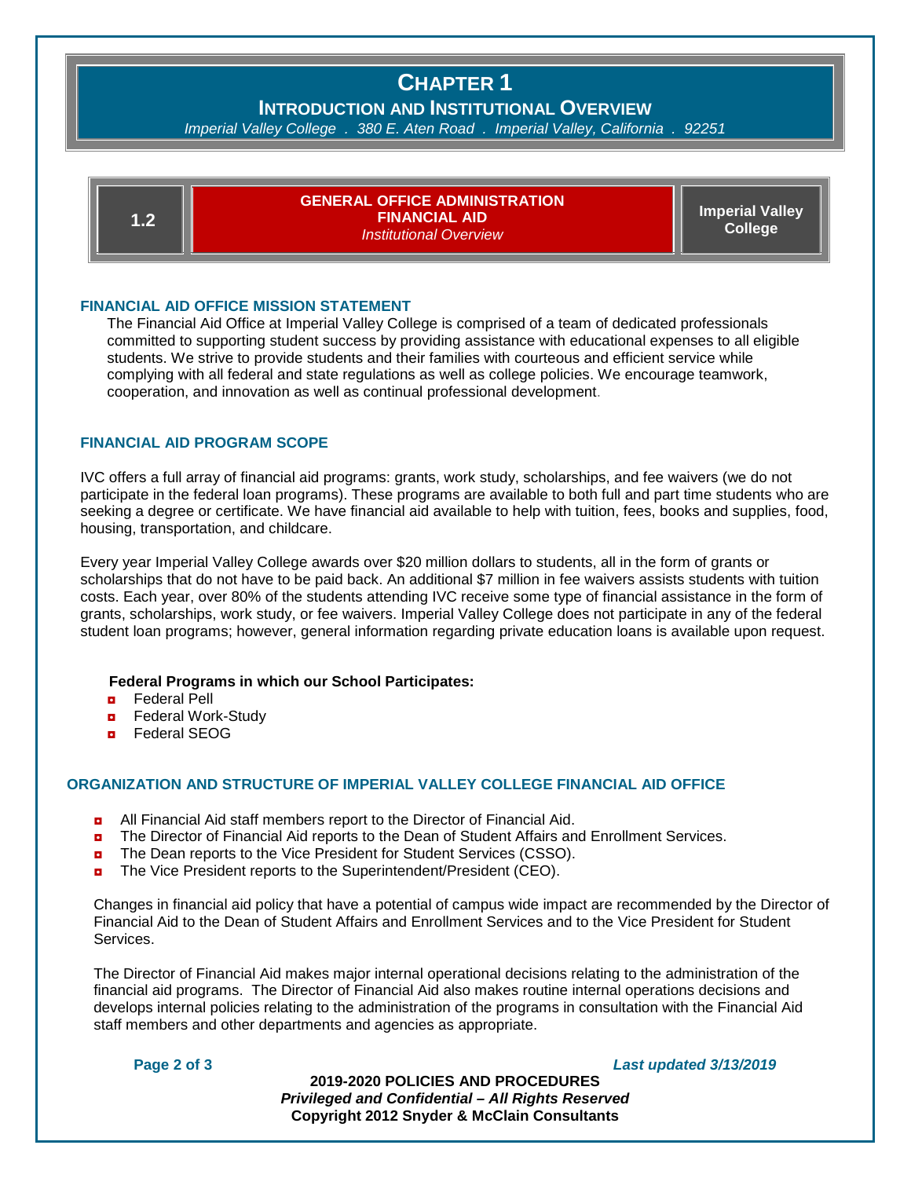# CHAPTER 1

## INTRODUCTION AND INSTITUTIONAL OVERVIEW

*Imperial Valley College . 380 E. Aten Road . Imperial Valley, California . 92251*

| 1.2 | GENERAL OFFICE ADMINISTRATION<br>FINANCIAL AID<br>*Institutional Overview* | Imperial Valley College |
| --- | --- | --- |

### FINANCIAL AID OFFICE MISSION STATEMENT

The Financial Aid Office at Imperial Valley College is comprised of a team of dedicated professionals committed to supporting student success by providing assistance with educational expenses to all eligible students. We strive to provide students and their families with courteous and efficient service while complying with all federal and state regulations as well as college policies. We encourage teamwork, cooperation, and innovation as well as continual professional development.

### FINANCIAL AID PROGRAM SCOPE

IVC offers a full array of financial aid programs: grants, work study, scholarships, and fee waivers (we do not participate in the federal loan programs). These programs are available to both full and part time students who are seeking a degree or certificate. We have financial aid available to help with tuition, fees, books and supplies, food, housing, transportation, and childcare.

Every year Imperial Valley College awards over $20 million dollars to students, all in the form of grants or scholarships that do not have to be paid back. An additional $7 million in fee waivers assists students with tuition costs. Each year, over 80% of the students attending IVC receive some type of financial assistance in the form of grants, scholarships, work study, or fee waivers. Imperial Valley College does not participate in any of the federal student loan programs; however, general information regarding private education loans is available upon request.

**Federal Programs in which our School Participates:**

- Federal Pell
- Federal Work-Study
- Federal SEOG

### ORGANIZATION AND STRUCTURE OF IMPERIAL VALLEY COLLEGE FINANCIAL AID OFFICE

- All Financial Aid staff members report to the Director of Financial Aid.
- The Director of Financial Aid reports to the Dean of Student Affairs and Enrollment Services.
- The Dean reports to the Vice President for Student Services (CSSO).
- The Vice President reports to the Superintendent/President (CEO).

Changes in financial aid policy that have a potential of campus wide impact are recommended by the Director of Financial Aid to the Dean of Student Affairs and Enrollment Services and to the Vice President for Student Services.

The Director of Financial Aid makes major internal operational decisions relating to the administration of the financial aid programs. The Director of Financial Aid also makes routine internal operations decisions and develops internal policies relating to the administration of the programs in consultation with the Financial Aid staff members and other departments and agencies as appropriate.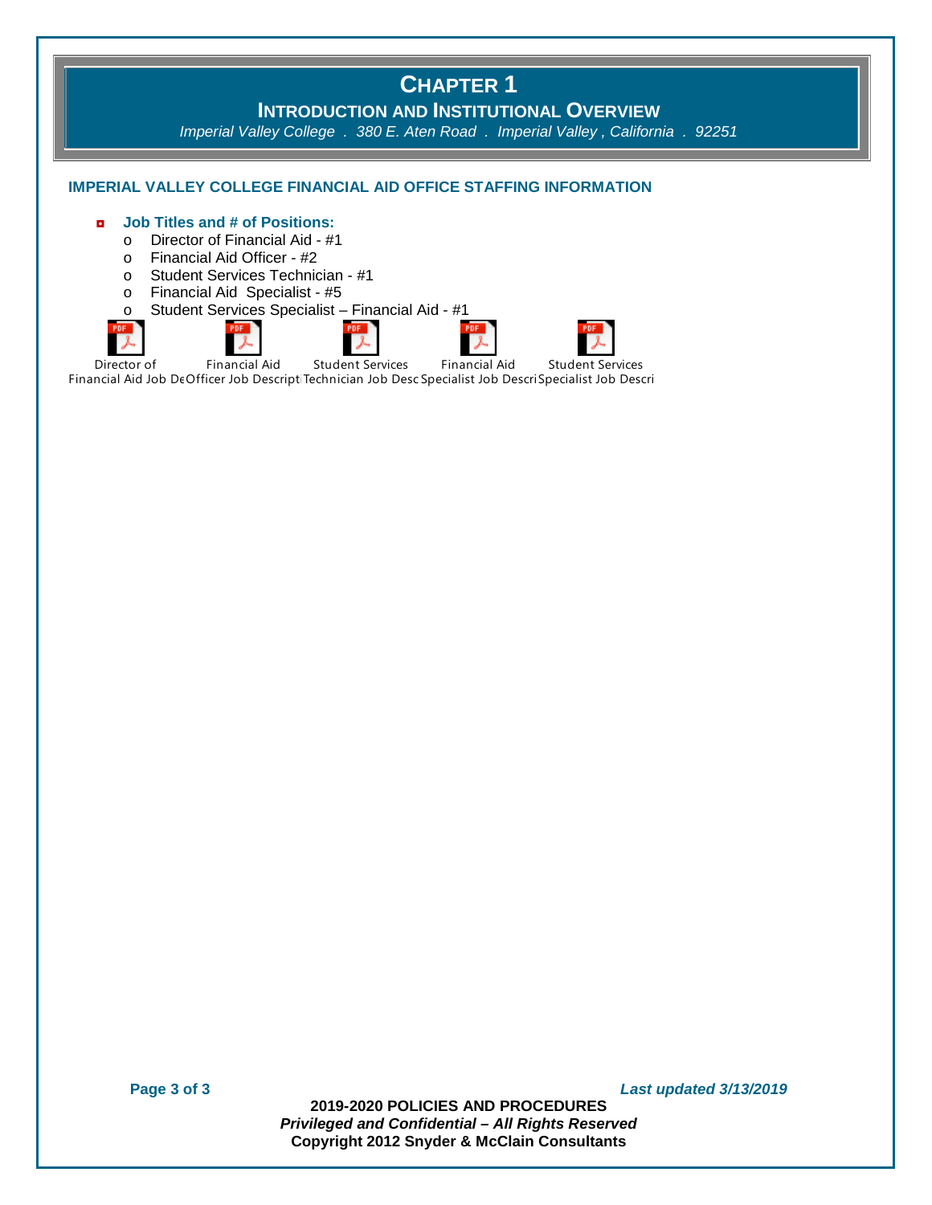# CHAPTER 1

## INTRODUCTION AND INSTITUTIONAL OVERVIEW

*Imperial Valley College . 380 E. Aten Road . Imperial Valley , California . 92251*

### IMPERIAL VALLEY COLLEGE FINANCIAL AID OFFICE STAFFING INFORMATION

- **Job Titles and # of Positions:**
  - Director of Financial Aid - #1
  - Financial Aid Officer - #2
  - Student Services Technician - #1
  - Financial Aid Specialist - #5
  - Student Services Specialist – Financial Aid - #1

Director of Financial Aid Job De    Financial Aid Officer Job Descripti    Student Services Technician Job Desc    Financial Aid Specialist Job Descri    Student Services Specialist Job Descri

**2019-2020 POLICIES AND PROCEDURES**
***Privileged and Confidential – All Rights Reserved***
**Copyright 2012 Snyder & McClain Consultants**

***Last updated 3/13/2019***